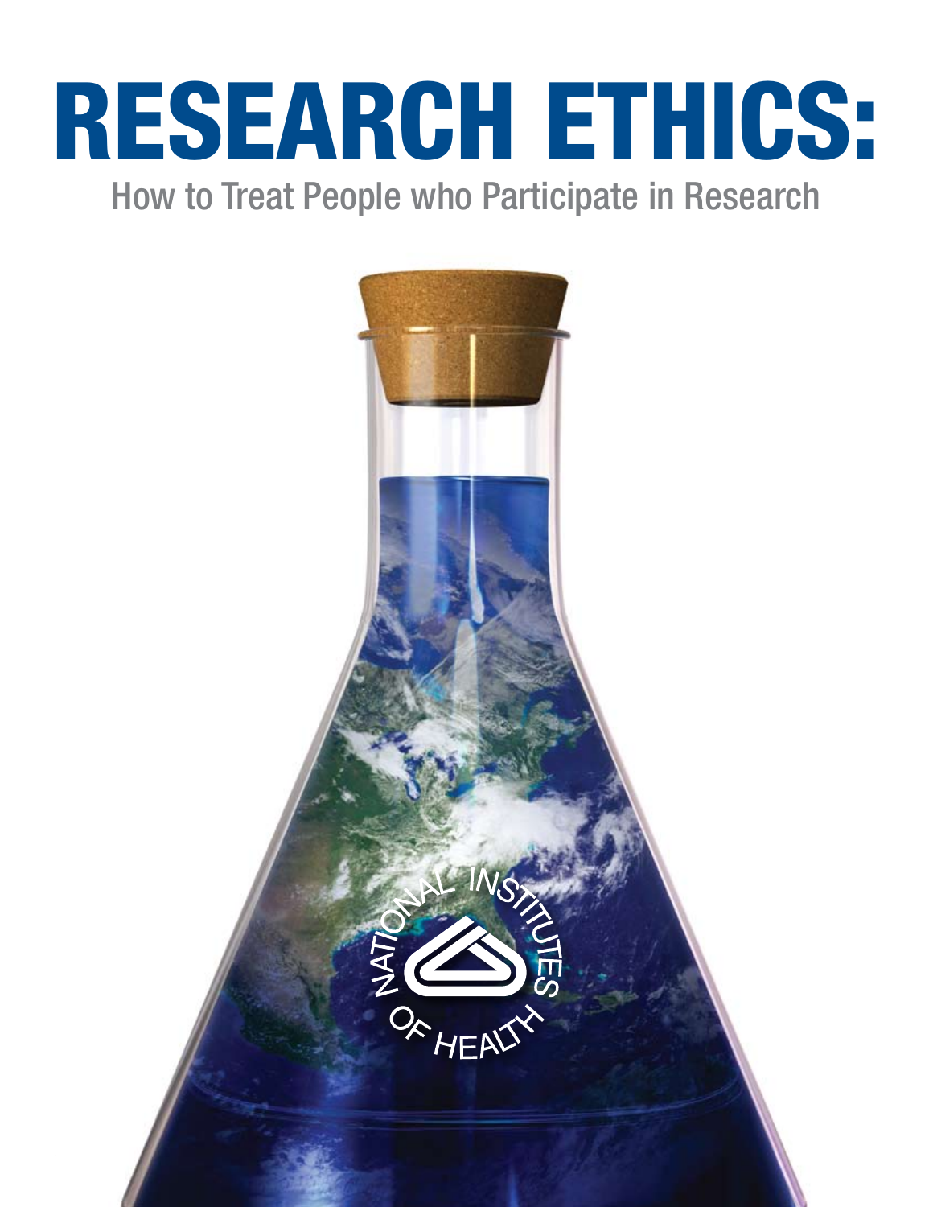# RESEARCH ETHICS:

## How to Treat People who Participate in Research

NATIONAL INSTITUTES OF HEALTH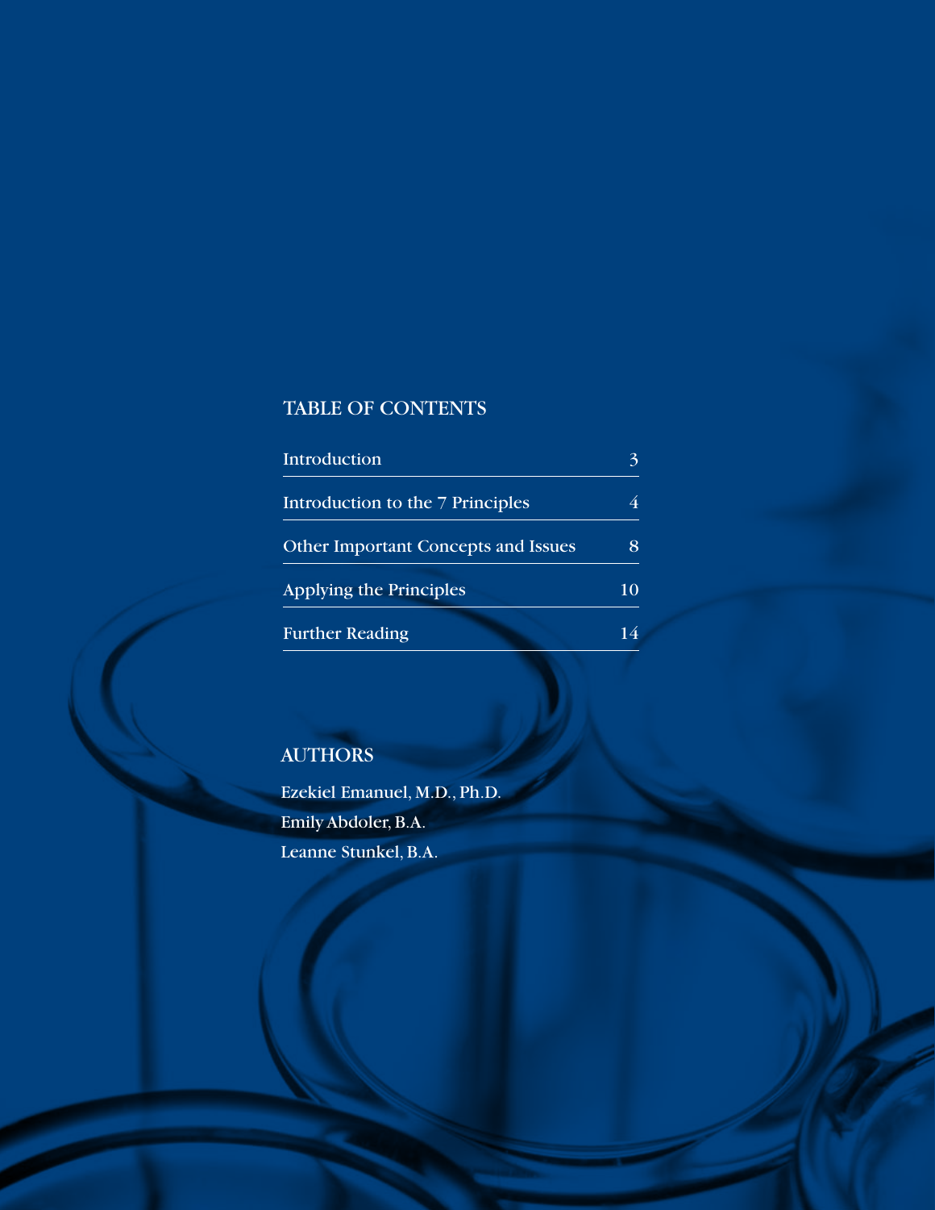## TABLE OF CONTENTS

| | |
|---|---|
| Introduction | 3 |
| Introduction to the 7 Principles | 4 |
| Other Important Concepts and Issues | 8 |
| Applying the Principles | 10 |
| Further Reading | 14 |

## AUTHORS

Ezekiel Emanuel, M.D., Ph.D.

Emily Abdoler, B.A.

Leanne Stunkel, B.A.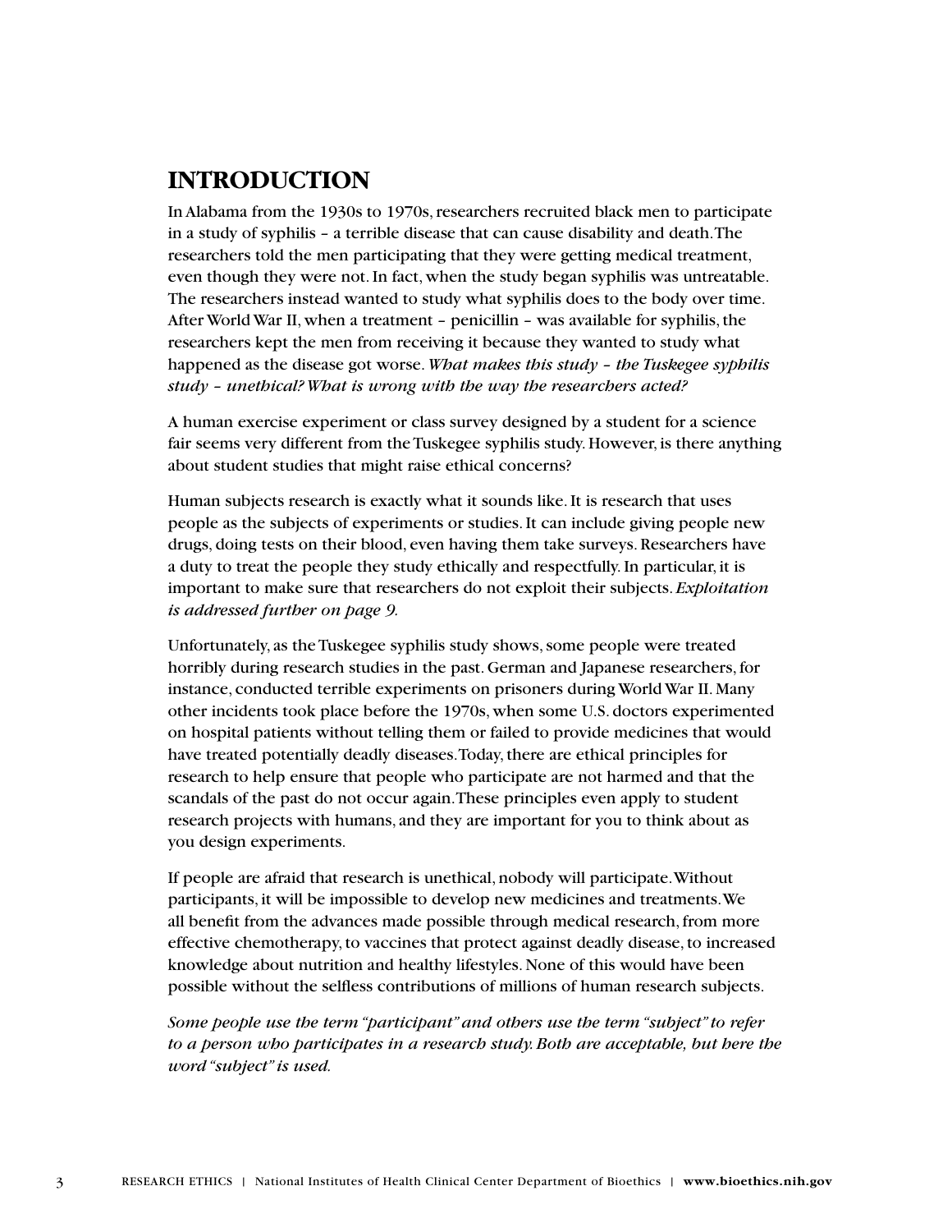## INTRODUCTION

In Alabama from the 1930s to 1970s, researchers recruited black men to participate in a study of syphilis – a terrible disease that can cause disability and death. The researchers told the men participating that they were getting medical treatment, even though they were not. In fact, when the study began syphilis was untreatable. The researchers instead wanted to study what syphilis does to the body over time. After World War II, when a treatment – penicillin – was available for syphilis, the researchers kept the men from receiving it because they wanted to study what happened as the disease got worse. *What makes this study – the Tuskegee syphilis study – unethical? What is wrong with the way the researchers acted?*

A human exercise experiment or class survey designed by a student for a science fair seems very different from the Tuskegee syphilis study. However, is there anything about student studies that might raise ethical concerns?

Human subjects research is exactly what it sounds like. It is research that uses people as the subjects of experiments or studies. It can include giving people new drugs, doing tests on their blood, even having them take surveys. Researchers have a duty to treat the people they study ethically and respectfully. In particular, it is important to make sure that researchers do not exploit their subjects. *Exploitation is addressed further on page 9.*

Unfortunately, as the Tuskegee syphilis study shows, some people were treated horribly during research studies in the past. German and Japanese researchers, for instance, conducted terrible experiments on prisoners during World War II. Many other incidents took place before the 1970s, when some U.S. doctors experimented on hospital patients without telling them or failed to provide medicines that would have treated potentially deadly diseases. Today, there are ethical principles for research to help ensure that people who participate are not harmed and that the scandals of the past do not occur again. These principles even apply to student research projects with humans, and they are important for you to think about as you design experiments.

If people are afraid that research is unethical, nobody will participate. Without participants, it will be impossible to develop new medicines and treatments. We all benefit from the advances made possible through medical research, from more effective chemotherapy, to vaccines that protect against deadly disease, to increased knowledge about nutrition and healthy lifestyles. None of this would have been possible without the selfless contributions of millions of human research subjects.

*Some people use the term "participant" and others use the term "subject" to refer to a person who participates in a research study. Both are acceptable, but here the word "subject" is used.*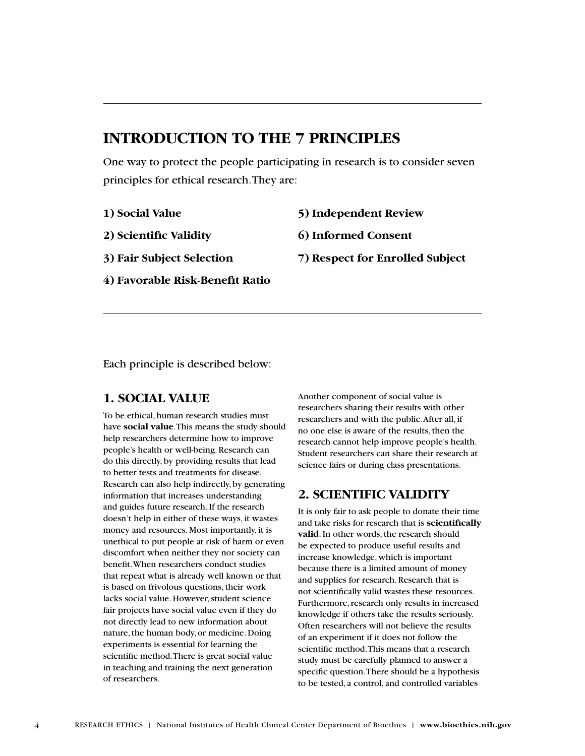## INTRODUCTION TO THE 7 PRINCIPLES

One way to protect the people participating in research is to consider seven principles for ethical research. They are:

**1) Social Value**

**2) Scientific Validity**

**3) Fair Subject Selection**

**4) Favorable Risk-Benefit Ratio**

**5) Independent Review**

**6) Informed Consent**

**7) Respect for Enrolled Subject**

Each principle is described below:

### 1. SOCIAL VALUE

To be ethical, human research studies must have **social value**. This means the study should help researchers determine how to improve people's health or well-being. Research can do this directly, by providing results that lead to better tests and treatments for disease. Research can also help indirectly, by generating information that increases understanding and guides future research. If the research doesn't help in either of these ways, it wastes money and resources. Most importantly, it is unethical to put people at risk of harm or even discomfort when neither they nor society can benefit. When researchers conduct studies that repeat what is already well known or that is based on frivolous questions, their work lacks social value. However, student science fair projects have social value even if they do not directly lead to new information about nature, the human body, or medicine. Doing experiments is essential for learning the scientific method. There is great social value in teaching and training the next generation of researchers.

Another component of social value is researchers sharing their results with other researchers and with the public. After all, if no one else is aware of the results, then the research cannot help improve people's health. Student researchers can share their research at science fairs or during class presentations.

### 2. SCIENTIFIC VALIDITY

It is only fair to ask people to donate their time and take risks for research that is **scientifically valid**. In other words, the research should be expected to produce useful results and increase knowledge, which is important because there is a limited amount of money and supplies for research. Research that is not scientifically valid wastes these resources. Furthermore, research only results in increased knowledge if others take the results seriously. Often researchers will not believe the results of an experiment if it does not follow the scientific method. This means that a research study must be carefully planned to answer a specific question. There should be a hypothesis to be tested, a control, and controlled variables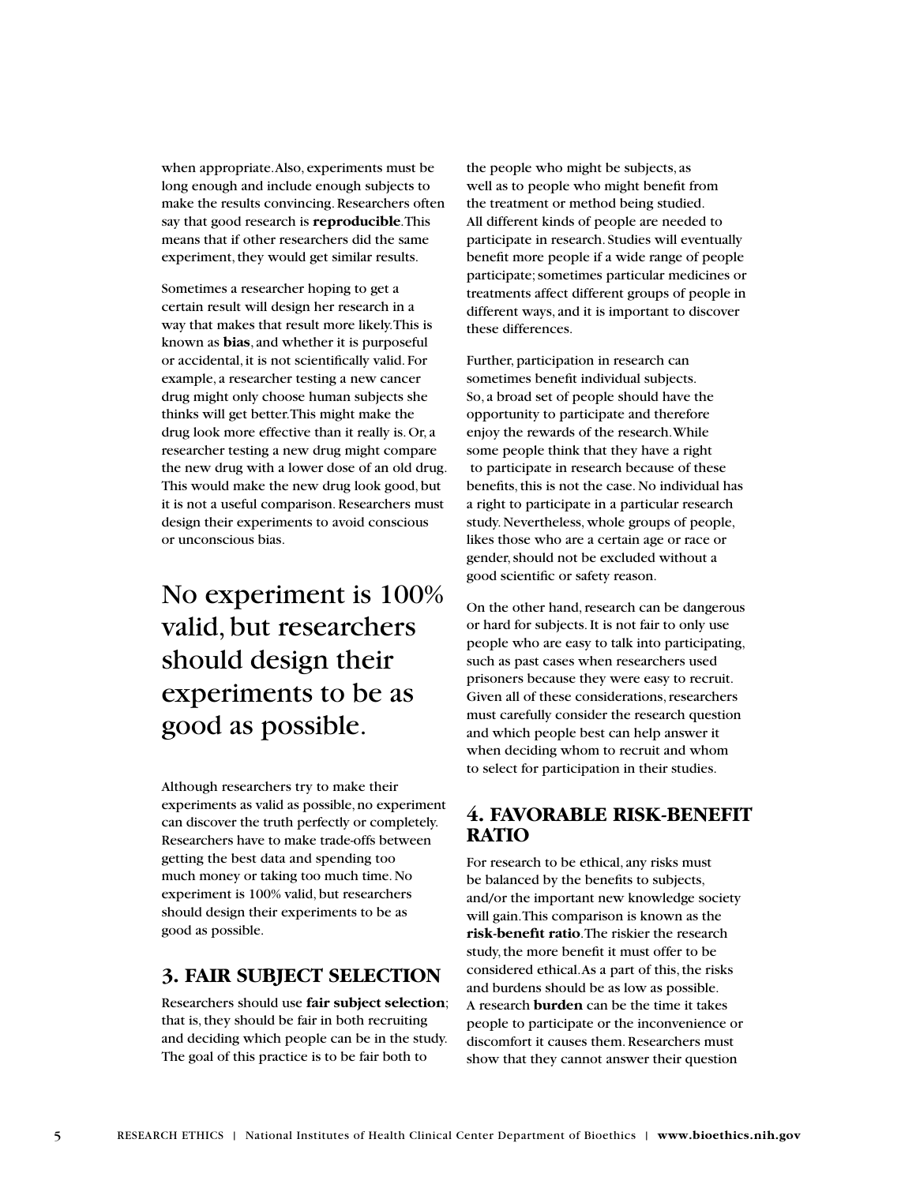when appropriate. Also, experiments must be long enough and include enough subjects to make the results convincing. Researchers often say that good research is **reproducible**. This means that if other researchers did the same experiment, they would get similar results.

Sometimes a researcher hoping to get a certain result will design her research in a way that makes that result more likely. This is known as **bias**, and whether it is purposeful or accidental, it is not scientifically valid. For example, a researcher testing a new cancer drug might only choose human subjects she thinks will get better. This might make the drug look more effective than it really is. Or, a researcher testing a new drug might compare the new drug with a lower dose of an old drug. This would make the new drug look good, but it is not a useful comparison. Researchers must design their experiments to avoid conscious or unconscious bias.

> No experiment is 100% valid, but researchers should design their experiments to be as good as possible.

Although researchers try to make their experiments as valid as possible, no experiment can discover the truth perfectly or completely. Researchers have to make trade-offs between getting the best data and spending too much money or taking too much time. No experiment is 100% valid, but researchers should design their experiments to be as good as possible.

## 3. FAIR SUBJECT SELECTION

Researchers should use **fair subject selection**; that is, they should be fair in both recruiting and deciding which people can be in the study. The goal of this practice is to be fair both to the people who might be subjects, as well as to people who might benefit from the treatment or method being studied. All different kinds of people are needed to participate in research. Studies will eventually benefit more people if a wide range of people participate; sometimes particular medicines or treatments affect different groups of people in different ways, and it is important to discover these differences.

Further, participation in research can sometimes benefit individual subjects. So, a broad set of people should have the opportunity to participate and therefore enjoy the rewards of the research. While some people think that they have a right to participate in research because of these benefits, this is not the case. No individual has a right to participate in a particular research study. Nevertheless, whole groups of people, likes those who are a certain age or race or gender, should not be excluded without a good scientific or safety reason.

On the other hand, research can be dangerous or hard for subjects. It is not fair to only use people who are easy to talk into participating, such as past cases when researchers used prisoners because they were easy to recruit. Given all of these considerations, researchers must carefully consider the research question and which people best can help answer it when deciding whom to recruit and whom to select for participation in their studies.

## 4. FAVORABLE RISK-BENEFIT RATIO

For research to be ethical, any risks must be balanced by the benefits to subjects, and/or the important new knowledge society will gain. This comparison is known as the **risk-benefit ratio**. The riskier the research study, the more benefit it must offer to be considered ethical. As a part of this, the risks and burdens should be as low as possible. A research **burden** can be the time it takes people to participate or the inconvenience or discomfort it causes them. Researchers must show that they cannot answer their question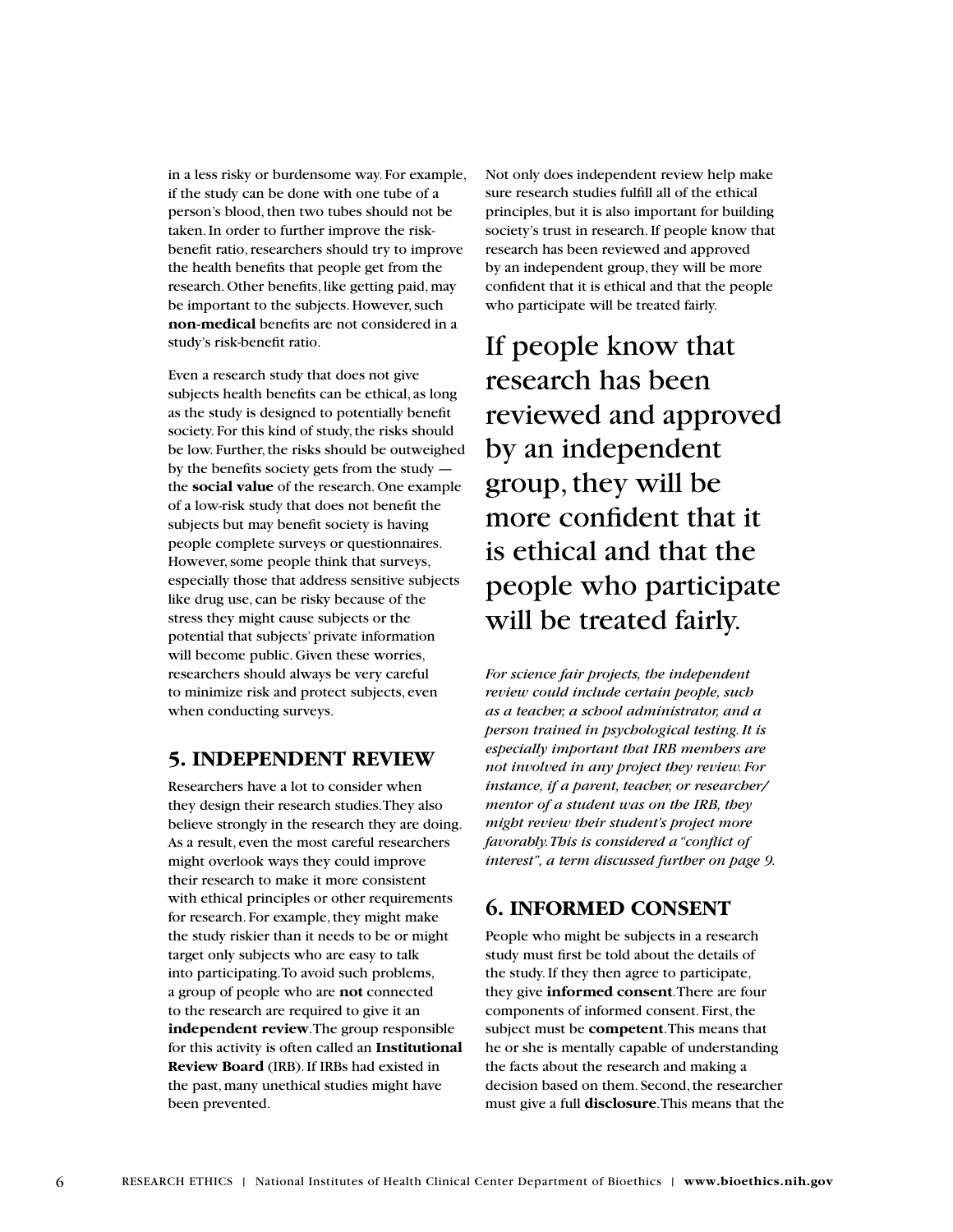in a less risky or burdensome way. For example, if the study can be done with one tube of a person's blood, then two tubes should not be taken. In order to further improve the risk-benefit ratio, researchers should try to improve the health benefits that people get from the research. Other benefits, like getting paid, may be important to the subjects. However, such **non-medical** benefits are not considered in a study's risk-benefit ratio.

Even a research study that does not give subjects health benefits can be ethical, as long as the study is designed to potentially benefit society. For this kind of study, the risks should be low. Further, the risks should be outweighed by the benefits society gets from the study — the **social value** of the research. One example of a low-risk study that does not benefit the subjects but may benefit society is having people complete surveys or questionnaires. However, some people think that surveys, especially those that address sensitive subjects like drug use, can be risky because of the stress they might cause subjects or the potential that subjects' private information will become public. Given these worries, researchers should always be very careful to minimize risk and protect subjects, even when conducting surveys.

## 5. INDEPENDENT REVIEW

Researchers have a lot to consider when they design their research studies. They also believe strongly in the research they are doing. As a result, even the most careful researchers might overlook ways they could improve their research to make it more consistent with ethical principles or other requirements for research. For example, they might make the study riskier than it needs to be or might target only subjects who are easy to talk into participating. To avoid such problems, a group of people who are **not** connected to the research are required to give it an **independent review**. The group responsible for this activity is often called an **Institutional Review Board** (IRB). If IRBs had existed in the past, many unethical studies might have been prevented.

Not only does independent review help make sure research studies fulfill all of the ethical principles, but it is also important for building society's trust in research. If people know that research has been reviewed and approved by an independent group, they will be more confident that it is ethical and that the people who participate will be treated fairly.

> If people know that research has been reviewed and approved by an independent group, they will be more confident that it is ethical and that the people who participate will be treated fairly.

*For science fair projects, the independent review could include certain people, such as a teacher, a school administrator, and a person trained in psychological testing. It is especially important that IRB members are not involved in any project they review. For instance, if a parent, teacher, or researcher/mentor of a student was on the IRB, they might review their student's project more favorably. This is considered a "conflict of interest", a term discussed further on page 9.*

## 6. INFORMED CONSENT

People who might be subjects in a research study must first be told about the details of the study. If they then agree to participate, they give **informed consent**. There are four components of informed consent. First, the subject must be **competent**. This means that he or she is mentally capable of understanding the facts about the research and making a decision based on them. Second, the researcher must give a full **disclosure**. This means that the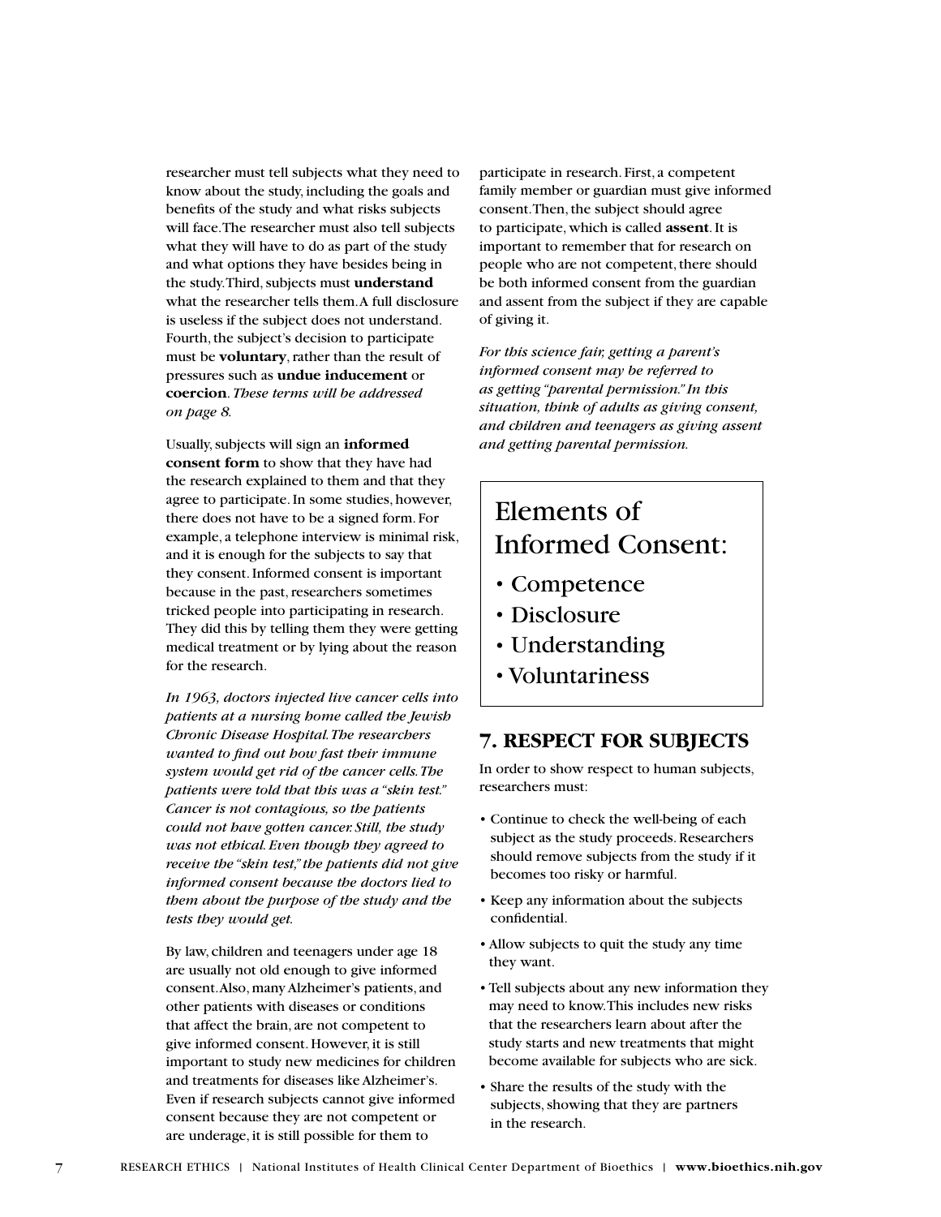researcher must tell subjects what they need to know about the study, including the goals and benefits of the study and what risks subjects will face. The researcher must also tell subjects what they will have to do as part of the study and what options they have besides being in the study. Third, subjects must **understand** what the researcher tells them. A full disclosure is useless if the subject does not understand. Fourth, the subject's decision to participate must be **voluntary**, rather than the result of pressures such as **undue inducement** or **coercion**. *These terms will be addressed on page 8.*

Usually, subjects will sign an **informed consent form** to show that they have had the research explained to them and that they agree to participate. In some studies, however, there does not have to be a signed form. For example, a telephone interview is minimal risk, and it is enough for the subjects to say that they consent. Informed consent is important because in the past, researchers sometimes tricked people into participating in research. They did this by telling them they were getting medical treatment or by lying about the reason for the research.

*In 1963, doctors injected live cancer cells into patients at a nursing home called the Jewish Chronic Disease Hospital. The researchers wanted to find out how fast their immune system would get rid of the cancer cells. The patients were told that this was a "skin test." Cancer is not contagious, so the patients could not have gotten cancer. Still, the study was not ethical. Even though they agreed to receive the "skin test," the patients did not give informed consent because the doctors lied to them about the purpose of the study and the tests they would get.*

By law, children and teenagers under age 18 are usually not old enough to give informed consent. Also, many Alzheimer's patients, and other patients with diseases or conditions that affect the brain, are not competent to give informed consent. However, it is still important to study new medicines for children and treatments for diseases like Alzheimer's. Even if research subjects cannot give informed consent because they are not competent or are underage, it is still possible for them to participate in research. First, a competent family member or guardian must give informed consent. Then, the subject should agree to participate, which is called **assent**. It is important to remember that for research on people who are not competent, there should be both informed consent from the guardian and assent from the subject if they are capable of giving it.

*For this science fair, getting a parent's informed consent may be referred to as getting "parental permission." In this situation, think of adults as giving consent, and children and teenagers as giving assent and getting parental permission.*

## Elements of Informed Consent:

- Competence
- Disclosure
- Understanding
- Voluntariness

## 7. RESPECT FOR SUBJECTS

In order to show respect to human subjects, researchers must:

- Continue to check the well-being of each subject as the study proceeds. Researchers should remove subjects from the study if it becomes too risky or harmful.
- Keep any information about the subjects confidential.
- Allow subjects to quit the study any time they want.
- Tell subjects about any new information they may need to know. This includes new risks that the researchers learn about after the study starts and new treatments that might become available for subjects who are sick.
- Share the results of the study with the subjects, showing that they are partners in the research.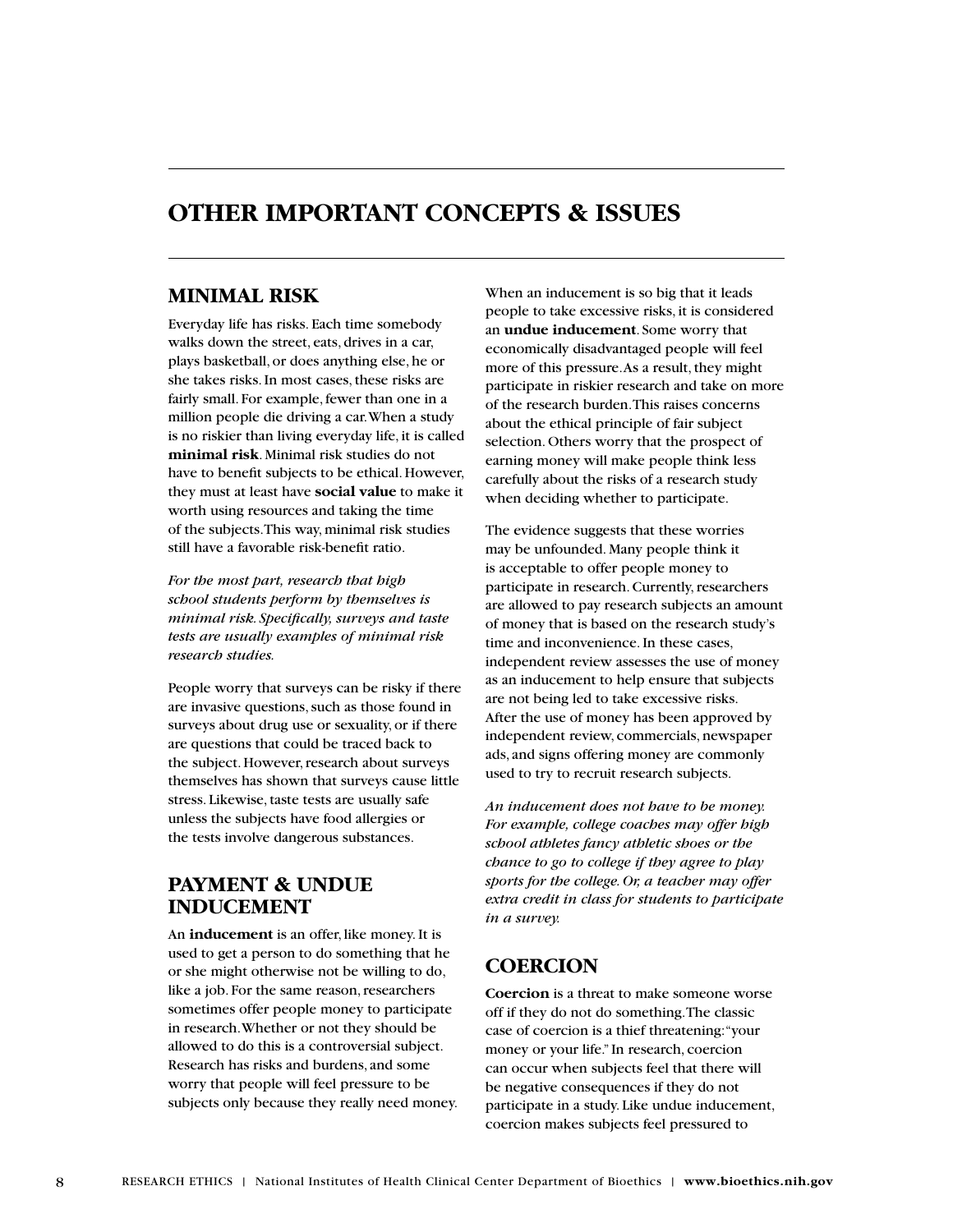# OTHER IMPORTANT CONCEPTS & ISSUES

## MINIMAL RISK

Everyday life has risks. Each time somebody walks down the street, eats, drives in a car, plays basketball, or does anything else, he or she takes risks. In most cases, these risks are fairly small. For example, fewer than one in a million people die driving a car. When a study is no riskier than living everyday life, it is called **minimal risk**. Minimal risk studies do not have to benefit subjects to be ethical. However, they must at least have **social value** to make it worth using resources and taking the time of the subjects. This way, minimal risk studies still have a favorable risk-benefit ratio.

*For the most part, research that high school students perform by themselves is minimal risk. Specifically, surveys and taste tests are usually examples of minimal risk research studies.*

People worry that surveys can be risky if there are invasive questions, such as those found in surveys about drug use or sexuality, or if there are questions that could be traced back to the subject. However, research about surveys themselves has shown that surveys cause little stress. Likewise, taste tests are usually safe unless the subjects have food allergies or the tests involve dangerous substances.

## PAYMENT & UNDUE INDUCEMENT

An **inducement** is an offer, like money. It is used to get a person to do something that he or she might otherwise not be willing to do, like a job. For the same reason, researchers sometimes offer people money to participate in research. Whether or not they should be allowed to do this is a controversial subject. Research has risks and burdens, and some worry that people will feel pressure to be subjects only because they really need money. When an inducement is so big that it leads people to take excessive risks, it is considered an **undue inducement**. Some worry that economically disadvantaged people will feel more of this pressure. As a result, they might participate in riskier research and take on more of the research burden. This raises concerns about the ethical principle of fair subject selection. Others worry that the prospect of earning money will make people think less carefully about the risks of a research study when deciding whether to participate.

The evidence suggests that these worries may be unfounded. Many people think it is acceptable to offer people money to participate in research. Currently, researchers are allowed to pay research subjects an amount of money that is based on the research study's time and inconvenience. In these cases, independent review assesses the use of money as an inducement to help ensure that subjects are not being led to take excessive risks. After the use of money has been approved by independent review, commercials, newspaper ads, and signs offering money are commonly used to try to recruit research subjects.

*An inducement does not have to be money. For example, college coaches may offer high school athletes fancy athletic shoes or the chance to go to college if they agree to play sports for the college. Or, a teacher may offer extra credit in class for students to participate in a survey.*

## COERCION

**Coercion** is a threat to make someone worse off if they do not do something. The classic case of coercion is a thief threatening: "your money or your life." In research, coercion can occur when subjects feel that there will be negative consequences if they do not participate in a study. Like undue inducement, coercion makes subjects feel pressured to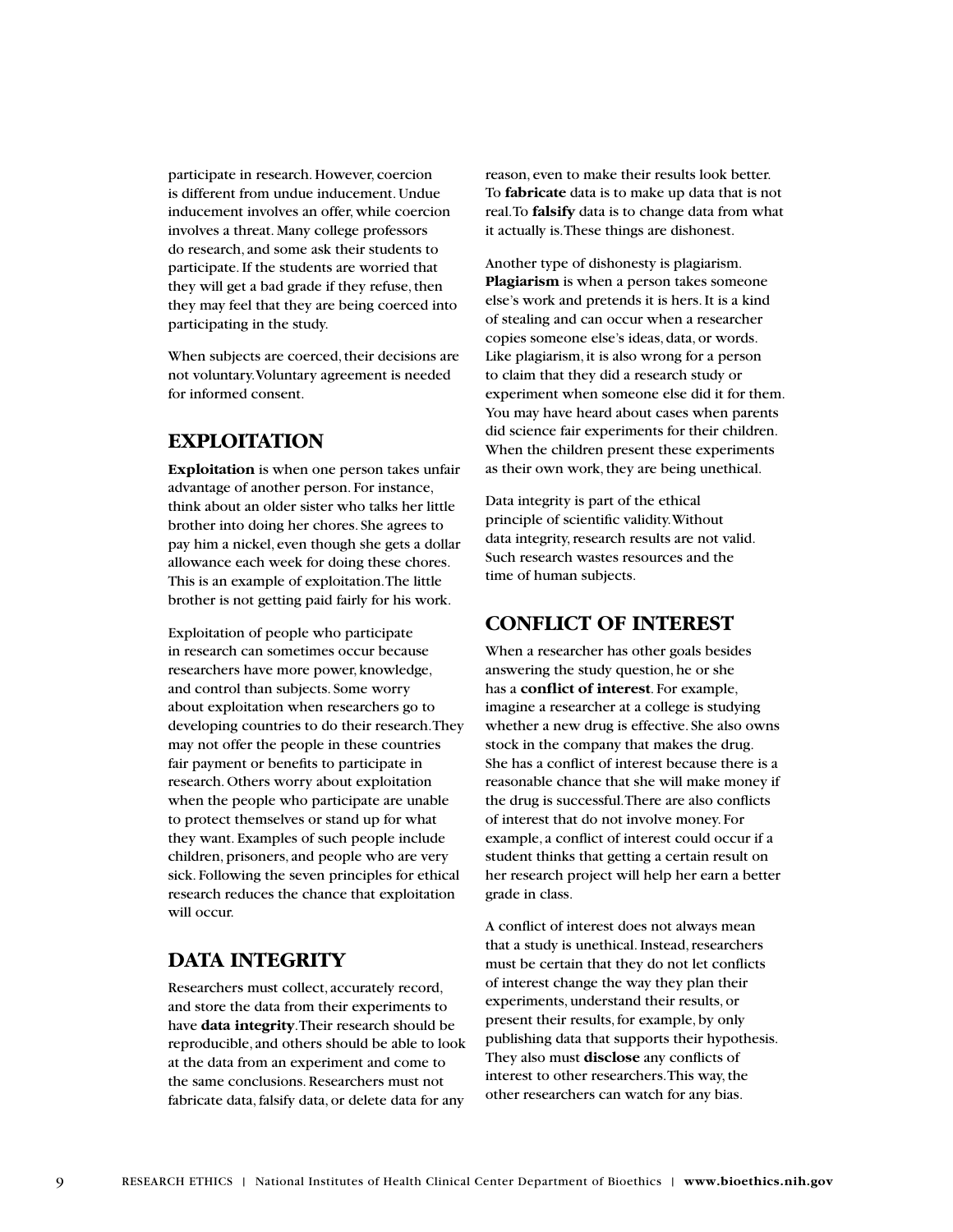participate in research. However, coercion is different from undue inducement. Undue inducement involves an offer, while coercion involves a threat. Many college professors do research, and some ask their students to participate. If the students are worried that they will get a bad grade if they refuse, then they may feel that they are being coerced into participating in the study.

When subjects are coerced, their decisions are not voluntary. Voluntary agreement is needed for informed consent.

## EXPLOITATION

**Exploitation** is when one person takes unfair advantage of another person. For instance, think about an older sister who talks her little brother into doing her chores. She agrees to pay him a nickel, even though she gets a dollar allowance each week for doing these chores. This is an example of exploitation. The little brother is not getting paid fairly for his work.

Exploitation of people who participate in research can sometimes occur because researchers have more power, knowledge, and control than subjects. Some worry about exploitation when researchers go to developing countries to do their research. They may not offer the people in these countries fair payment or benefits to participate in research. Others worry about exploitation when the people who participate are unable to protect themselves or stand up for what they want. Examples of such people include children, prisoners, and people who are very sick. Following the seven principles for ethical research reduces the chance that exploitation will occur.

## DATA INTEGRITY

Researchers must collect, accurately record, and store the data from their experiments to have **data integrity**. Their research should be reproducible, and others should be able to look at the data from an experiment and come to the same conclusions. Researchers must not fabricate data, falsify data, or delete data for any reason, even to make their results look better. To **fabricate** data is to make up data that is not real. To **falsify** data is to change data from what it actually is. These things are dishonest.

Another type of dishonesty is plagiarism. **Plagiarism** is when a person takes someone else's work and pretends it is hers. It is a kind of stealing and can occur when a researcher copies someone else's ideas, data, or words. Like plagiarism, it is also wrong for a person to claim that they did a research study or experiment when someone else did it for them. You may have heard about cases when parents did science fair experiments for their children. When the children present these experiments as their own work, they are being unethical.

Data integrity is part of the ethical principle of scientific validity. Without data integrity, research results are not valid. Such research wastes resources and the time of human subjects.

## CONFLICT OF INTEREST

When a researcher has other goals besides answering the study question, he or she has a **conflict of interest**. For example, imagine a researcher at a college is studying whether a new drug is effective. She also owns stock in the company that makes the drug. She has a conflict of interest because there is a reasonable chance that she will make money if the drug is successful. There are also conflicts of interest that do not involve money. For example, a conflict of interest could occur if a student thinks that getting a certain result on her research project will help her earn a better grade in class.

A conflict of interest does not always mean that a study is unethical. Instead, researchers must be certain that they do not let conflicts of interest change the way they plan their experiments, understand their results, or present their results, for example, by only publishing data that supports their hypothesis. They also must **disclose** any conflicts of interest to other researchers. This way, the other researchers can watch for any bias.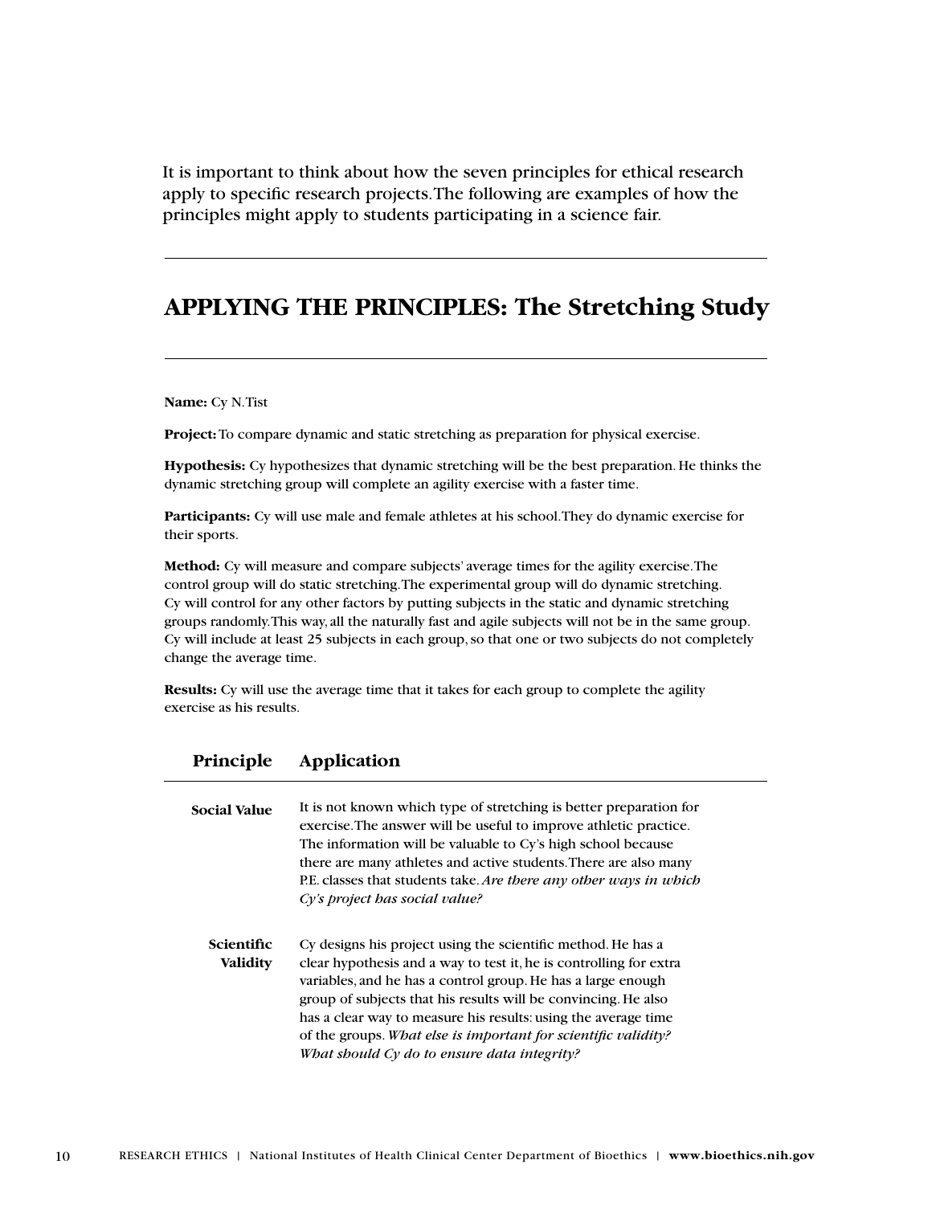It is important to think about how the seven principles for ethical research apply to specific research projects. The following are examples of how the principles might apply to students participating in a science fair.

## APPLYING THE PRINCIPLES: The Stretching Study

**Name:** Cy N. Tist

**Project:** To compare dynamic and static stretching as preparation for physical exercise.

**Hypothesis:** Cy hypothesizes that dynamic stretching will be the best preparation. He thinks the dynamic stretching group will complete an agility exercise with a faster time.

**Participants:** Cy will use male and female athletes at his school. They do dynamic exercise for their sports.

**Method:** Cy will measure and compare subjects' average times for the agility exercise. The control group will do static stretching. The experimental group will do dynamic stretching. Cy will control for any other factors by putting subjects in the static and dynamic stretching groups randomly. This way, all the naturally fast and agile subjects will not be in the same group. Cy will include at least 25 subjects in each group, so that one or two subjects do not completely change the average time.

**Results:** Cy will use the average time that it takes for each group to complete the agility exercise as his results.

| Principle | Application |
|---|---|
| **Social Value** | It is not known which type of stretching is better preparation for exercise. The answer will be useful to improve athletic practice. The information will be valuable to Cy's high school because there are many athletes and active students. There are also many P.E. classes that students take. *Are there any other ways in which Cy's project has social value?* |
| **Scientific Validity** | Cy designs his project using the scientific method. He has a clear hypothesis and a way to test it, he is controlling for extra variables, and he has a control group. He has a large enough group of subjects that his results will be convincing. He also has a clear way to measure his results: using the average time of the groups. *What else is important for scientific validity? What should Cy do to ensure data integrity?* |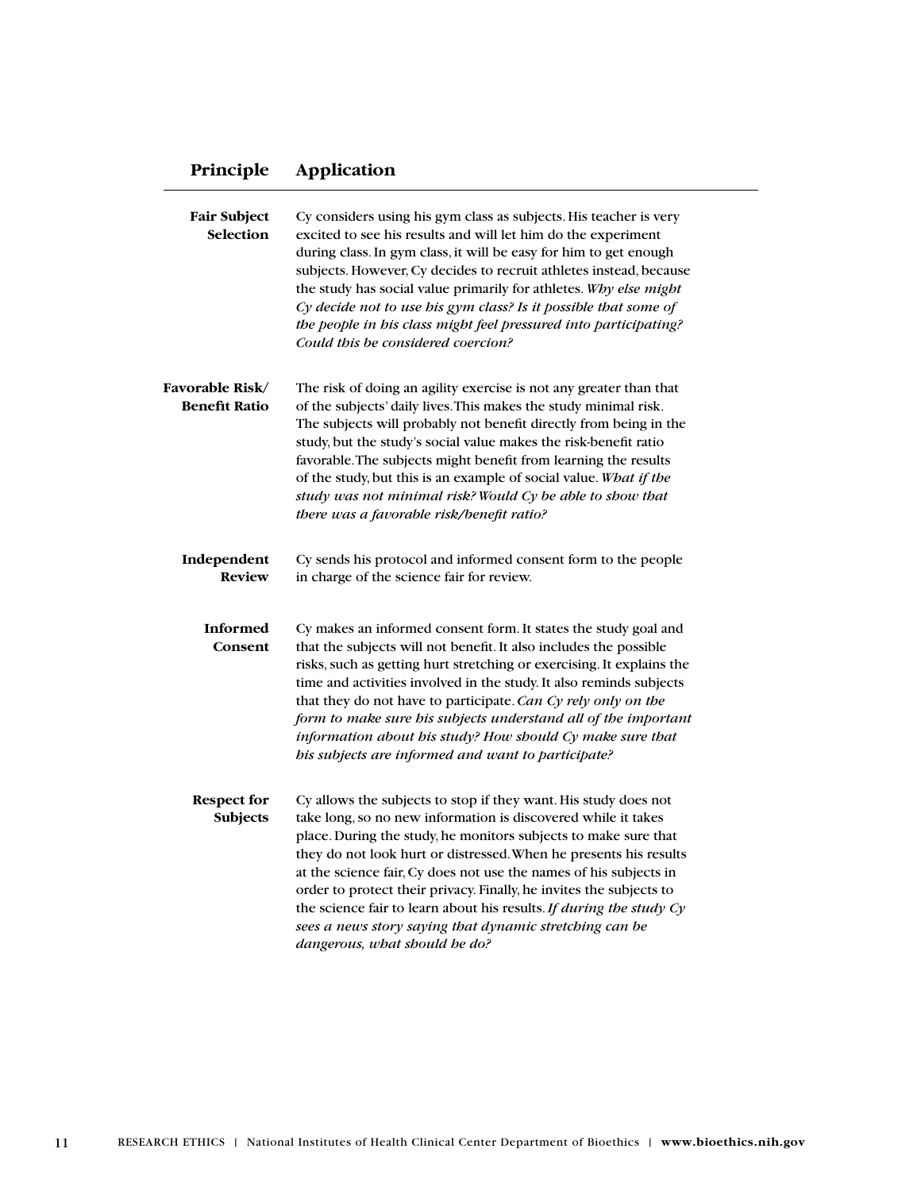| Principle | Application |
|---|---|
| **Fair Subject Selection** | Cy considers using his gym class as subjects. His teacher is very excited to see his results and will let him do the experiment during class. In gym class, it will be easy for him to get enough subjects. However, Cy decides to recruit athletes instead, because the study has social value primarily for athletes. *Why else might Cy decide not to use his gym class? Is it possible that some of the people in his class might feel pressured into participating? Could this be considered coercion?* |
| **Favorable Risk/ Benefit Ratio** | The risk of doing an agility exercise is not any greater than that of the subjects' daily lives. This makes the study minimal risk. The subjects will probably not benefit directly from being in the study, but the study's social value makes the risk-benefit ratio favorable. The subjects might benefit from learning the results of the study, but this is an example of social value. *What if the study was not minimal risk? Would Cy be able to show that there was a favorable risk/benefit ratio?* |
| **Independent Review** | Cy sends his protocol and informed consent form to the people in charge of the science fair for review. |
| **Informed Consent** | Cy makes an informed consent form. It states the study goal and that the subjects will not benefit. It also includes the possible risks, such as getting hurt stretching or exercising. It explains the time and activities involved in the study. It also reminds subjects that they do not have to participate. *Can Cy rely only on the form to make sure his subjects understand all of the important information about his study? How should Cy make sure that his subjects are informed and want to participate?* |
| **Respect for Subjects** | Cy allows the subjects to stop if they want. His study does not take long, so no new information is discovered while it takes place. During the study, he monitors subjects to make sure that they do not look hurt or distressed. When he presents his results at the science fair, Cy does not use the names of his subjects in order to protect their privacy. Finally, he invites the subjects to the science fair to learn about his results. *If during the study Cy sees a news story saying that dynamic stretching can be dangerous, what should he do?* |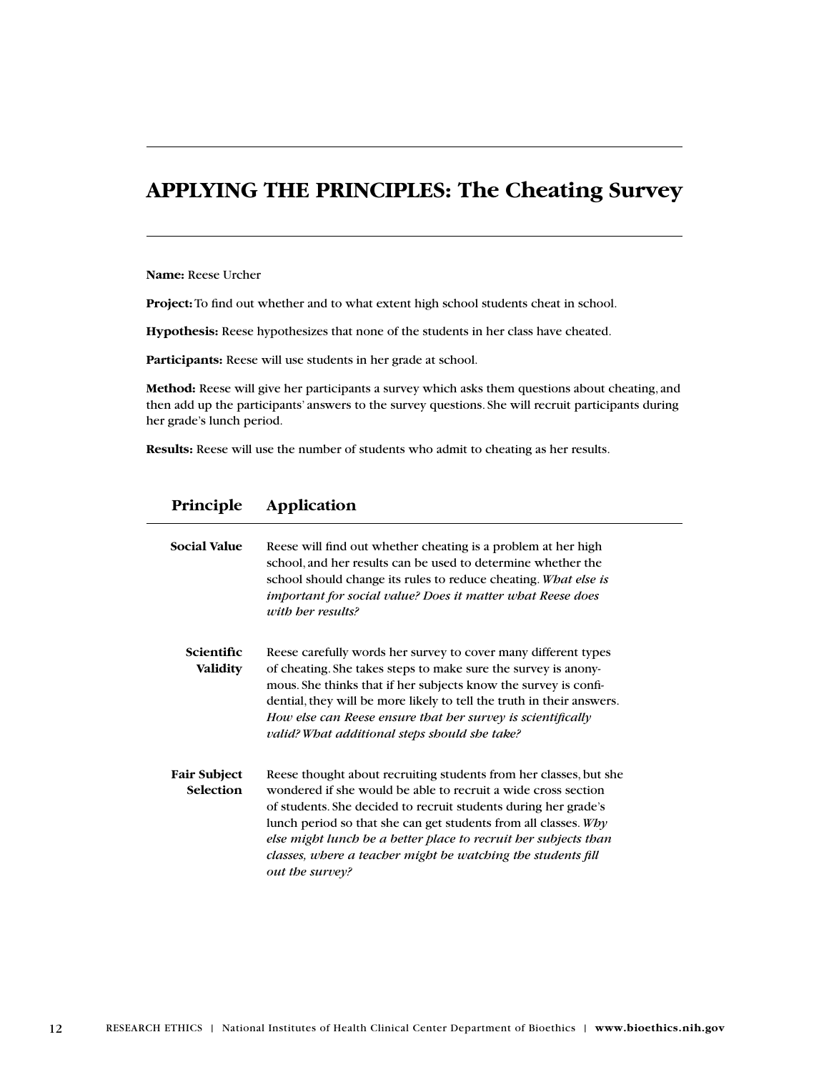## APPLYING THE PRINCIPLES: The Cheating Survey

**Name:** Reese Urcher

**Project:** To find out whether and to what extent high school students cheat in school.

**Hypothesis:** Reese hypothesizes that none of the students in her class have cheated.

**Participants:** Reese will use students in her grade at school.

**Method:** Reese will give her participants a survey which asks them questions about cheating, and then add up the participants' answers to the survey questions. She will recruit participants during her grade's lunch period.

**Results:** Reese will use the number of students who admit to cheating as her results.

| Principle | Application |
|---|---|
| **Social Value** | Reese will find out whether cheating is a problem at her high school, and her results can be used to determine whether the school should change its rules to reduce cheating. *What else is important for social value? Does it matter what Reese does with her results?* |
| **Scientific Validity** | Reese carefully words her survey to cover many different types of cheating. She takes steps to make sure the survey is anonymous. She thinks that if her subjects know the survey is confidential, they will be more likely to tell the truth in their answers. *How else can Reese ensure that her survey is scientifically valid? What additional steps should she take?* |
| **Fair Subject Selection** | Reese thought about recruiting students from her classes, but she wondered if she would be able to recruit a wide cross section of students. She decided to recruit students during her grade's lunch period so that she can get students from all classes. *Why else might lunch be a better place to recruit her subjects than classes, where a teacher might be watching the students fill out the survey?* |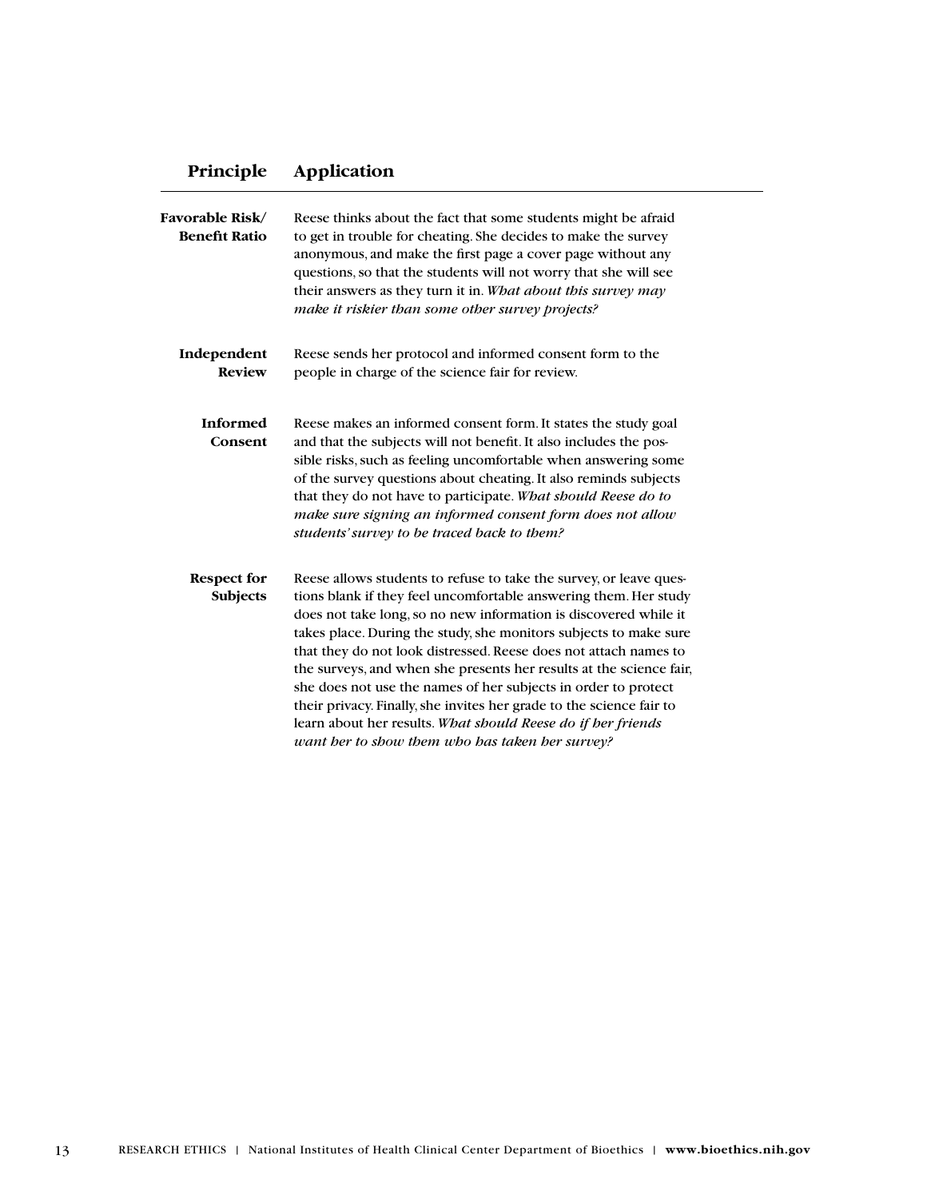| Principle | Application |
|---|---|
| **Favorable Risk/ Benefit Ratio** | Reese thinks about the fact that some students might be afraid to get in trouble for cheating. She decides to make the survey anonymous, and make the first page a cover page without any questions, so that the students will not worry that she will see their answers as they turn it in. *What about this survey may make it riskier than some other survey projects?* |
| **Independent Review** | Reese sends her protocol and informed consent form to the people in charge of the science fair for review. |
| **Informed Consent** | Reese makes an informed consent form. It states the study goal and that the subjects will not benefit. It also includes the possible risks, such as feeling uncomfortable when answering some of the survey questions about cheating. It also reminds subjects that they do not have to participate. *What should Reese do to make sure signing an informed consent form does not allow students' survey to be traced back to them?* |
| **Respect for Subjects** | Reese allows students to refuse to take the survey, or leave questions blank if they feel uncomfortable answering them. Her study does not take long, so no new information is discovered while it takes place. During the study, she monitors subjects to make sure that they do not look distressed. Reese does not attach names to the surveys, and when she presents her results at the science fair, she does not use the names of her subjects in order to protect their privacy. Finally, she invites her grade to the science fair to learn about her results. *What should Reese do if her friends want her to show them who has taken her survey?* |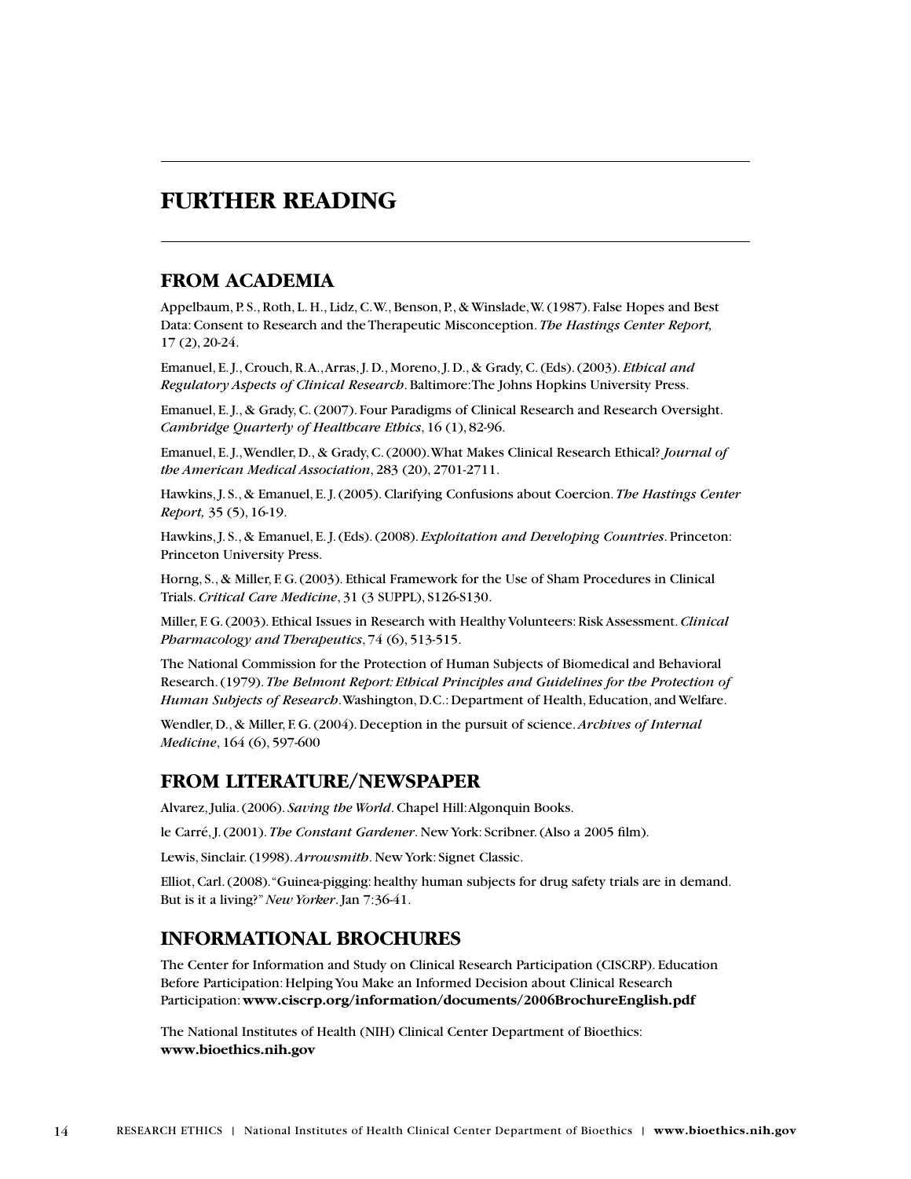# FURTHER READING

## FROM ACADEMIA

Appelbaum, P. S., Roth, L. H., Lidz, C. W., Benson, P., & Winslade, W. (1987). False Hopes and Best Data: Consent to Research and the Therapeutic Misconception. *The Hastings Center Report,* 17 (2), 20-24.

Emanuel, E. J., Crouch, R. A., Arras, J. D., Moreno, J. D., & Grady, C. (Eds). (2003). *Ethical and Regulatory Aspects of Clinical Research*. Baltimore: The Johns Hopkins University Press.

Emanuel, E. J., & Grady, C. (2007). Four Paradigms of Clinical Research and Research Oversight. *Cambridge Quarterly of Healthcare Ethics*, 16 (1), 82-96.

Emanuel, E. J., Wendler, D., & Grady, C. (2000). What Makes Clinical Research Ethical? *Journal of the American Medical Association*, 283 (20), 2701-2711.

Hawkins, J. S., & Emanuel, E. J. (2005). Clarifying Confusions about Coercion. *The Hastings Center Report,* 35 (5), 16-19.

Hawkins, J. S., & Emanuel, E. J. (Eds). (2008). *Exploitation and Developing Countries*. Princeton: Princeton University Press.

Horng, S., & Miller, F. G. (2003). Ethical Framework for the Use of Sham Procedures in Clinical Trials. *Critical Care Medicine*, 31 (3 SUPPL), S126-S130.

Miller, F. G. (2003). Ethical Issues in Research with Healthy Volunteers: Risk Assessment. *Clinical Pharmacology and Therapeutics*, 74 (6), 513-515.

The National Commission for the Protection of Human Subjects of Biomedical and Behavioral Research. (1979). *The Belmont Report: Ethical Principles and Guidelines for the Protection of Human Subjects of Research*. Washington, D.C.: Department of Health, Education, and Welfare.

Wendler, D., & Miller, F. G. (2004). Deception in the pursuit of science. *Archives of Internal Medicine*, 164 (6), 597-600

## FROM LITERATURE/NEWSPAPER

Alvarez, Julia. (2006). *Saving the World*. Chapel Hill: Algonquin Books.

le Carré, J. (2001). *The Constant Gardener*. New York: Scribner. (Also a 2005 film).

Lewis, Sinclair. (1998). *Arrowsmith*. New York: Signet Classic.

Elliot, Carl. (2008). "Guinea-pigging: healthy human subjects for drug safety trials are in demand. But is it a living?" *New Yorker*. Jan 7:36-41.

## INFORMATIONAL BROCHURES

The Center for Information and Study on Clinical Research Participation (CISCRP). Education Before Participation: Helping You Make an Informed Decision about Clinical Research Participation: **www.ciscrp.org/information/documents/2006BrochureEnglish.pdf**

The National Institutes of Health (NIH) Clinical Center Department of Bioethics: **www.bioethics.nih.gov**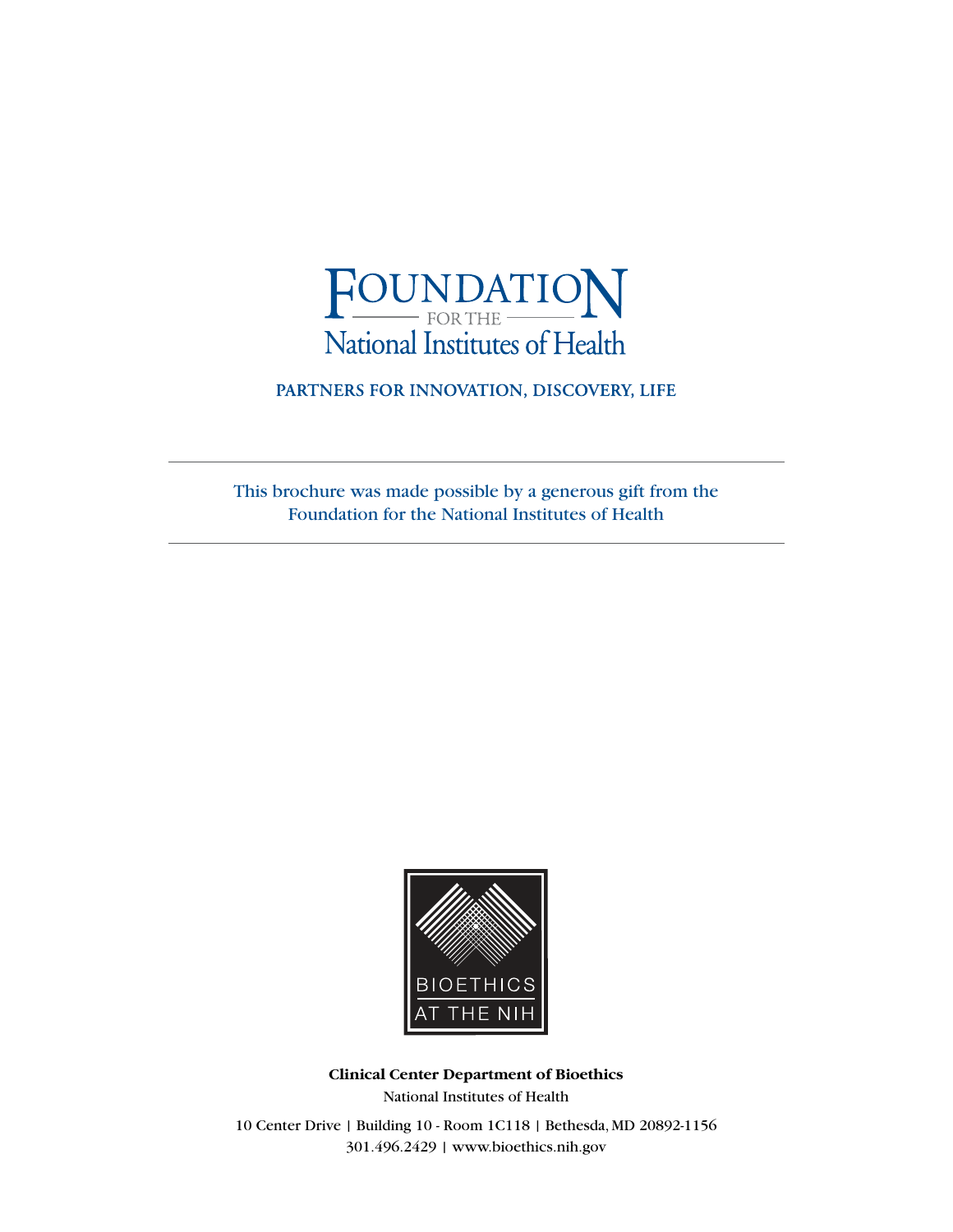FOUNDATION FOR THE National Institutes of Health

PARTNERS FOR INNOVATION, DISCOVERY, LIFE

---

This brochure was made possible by a generous gift from the Foundation for the National Institutes of Health

---

BIOETHICS AT THE NIH

**Clinical Center Department of Bioethics**

National Institutes of Health

10 Center Drive | Building 10 - Room 1C118 | Bethesda, MD 20892-1156
301.496.2429 | www.bioethics.nih.gov